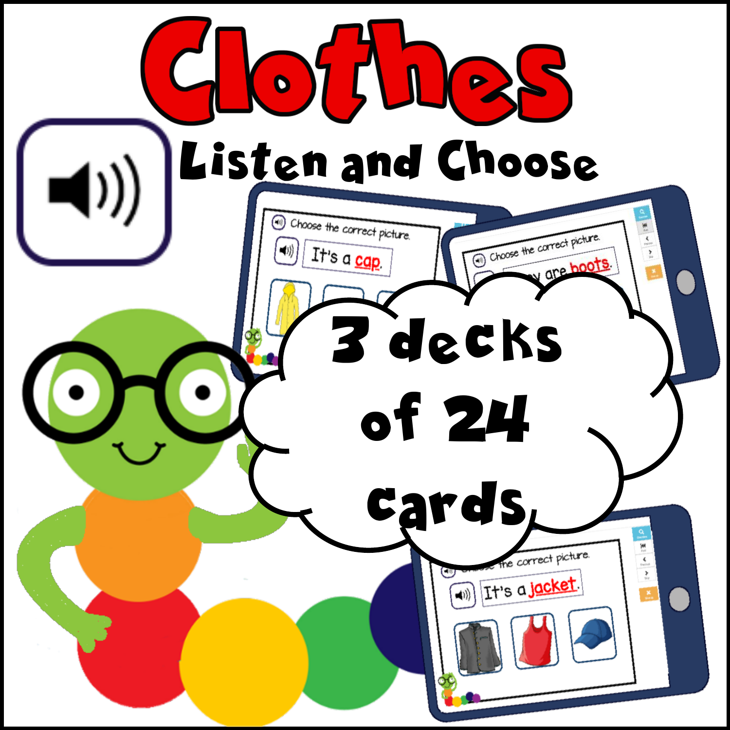# Clothes

## Listen and Choose

3 decks of 24 cards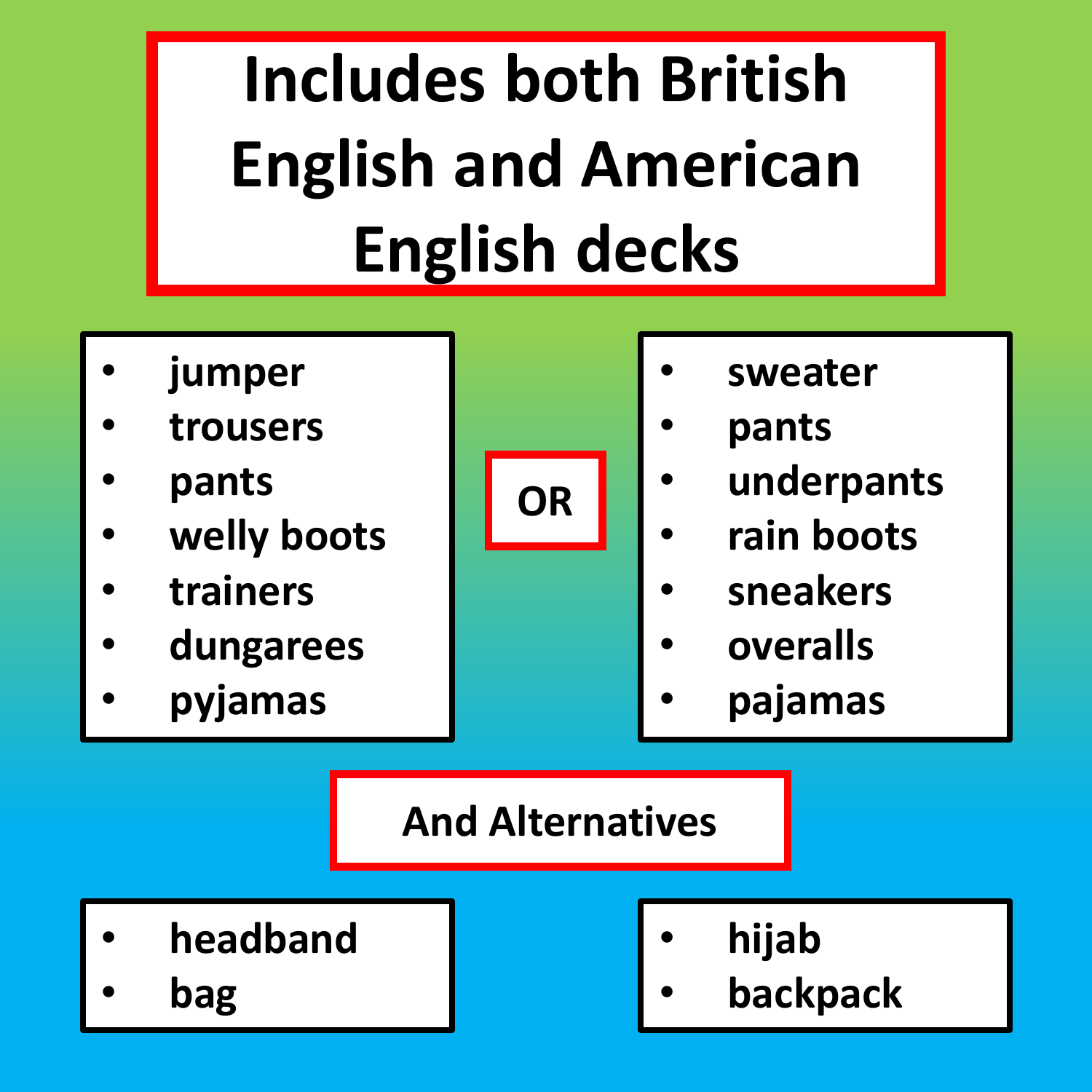# Includes both British English and American English decks

- jumper
- trousers
- pants
- welly boots
- trainers
- dungarees
- pyjamas

OR

- sweater
- pants
- underpants
- rain boots
- sneakers
- overalls
- pajamas

## And Alternatives

- headband
- bag

- hijab
- backpack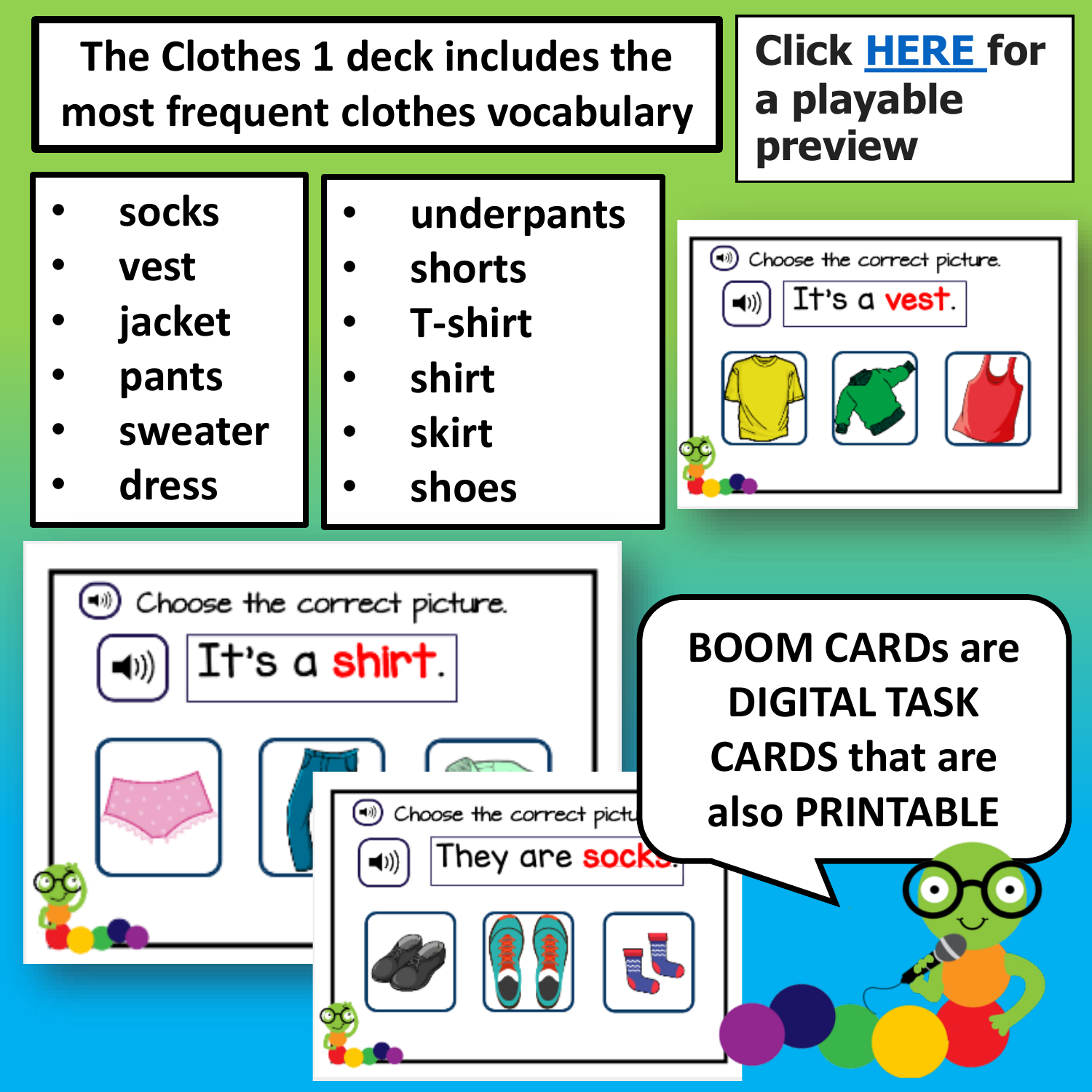The Clothes 1 deck includes the most frequent clothes vocabulary

- socks
- vest
- jacket
- pants
- sweater
- dress

- underpants
- shorts
- T-shirt
- shirt
- skirt
- shoes

Click [HERE](#) for a playable preview

Choose the correct picture.

It's a **vest**.

Choose the correct picture.

It's a **shirt**.

Choose the correct picture.

They are **socks**.

BOOM CARDs are DIGITAL TASK CARDS that are also PRINTABLE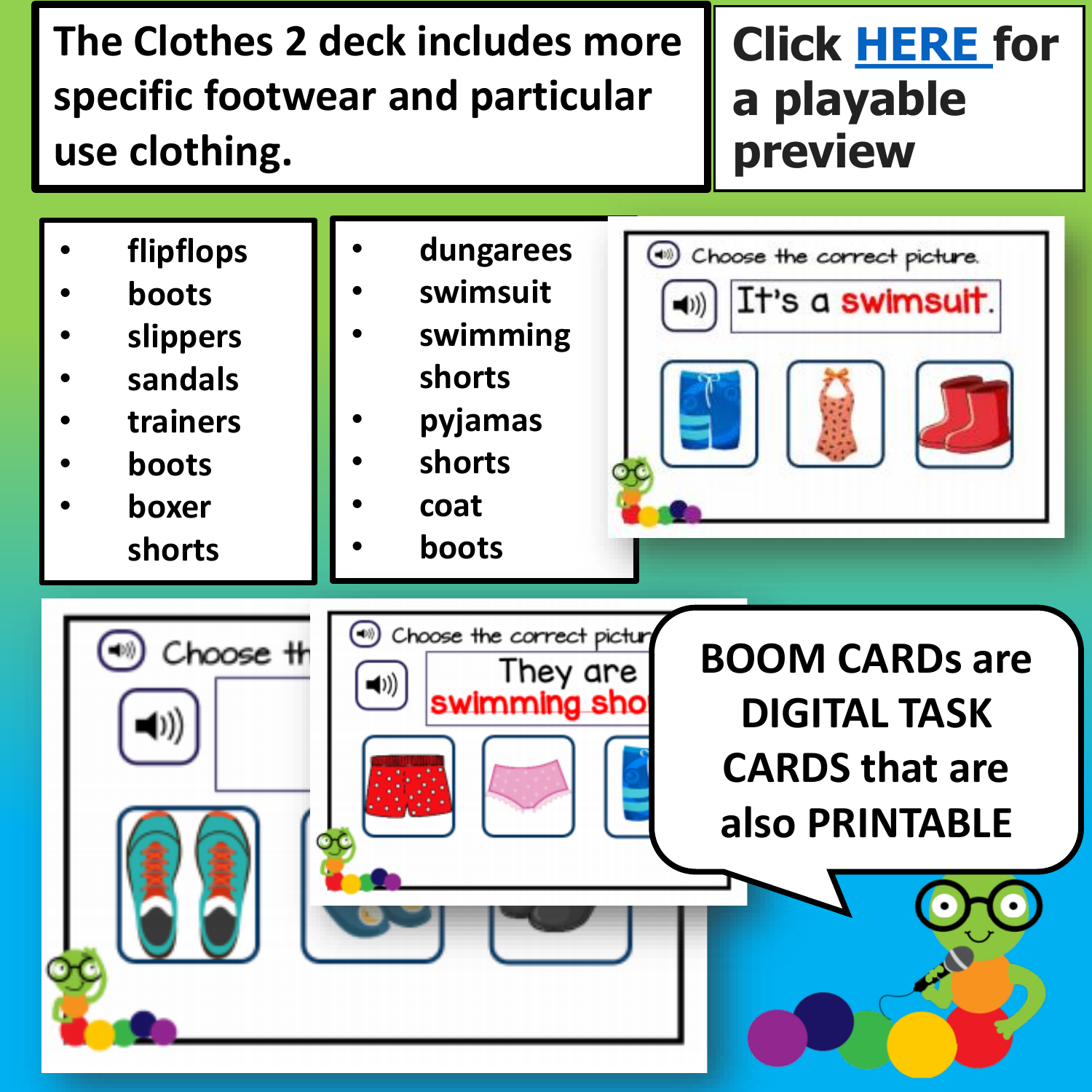The Clothes 2 deck includes more specific footwear and particular use clothing.

Click HERE for a playable preview

- flipflops
- boots
- slippers
- sandals
- trainers
- boots
- boxer shorts

- dungarees
- swimsuit
- swimming shorts
- pyjamas
- shorts
- coat
- boots

Choose the correct picture.

It's a swimsuit.

Choose the correct picture.

They are swimming sho

BOOM CARDs are DIGITAL TASK CARDS that are also PRINTABLE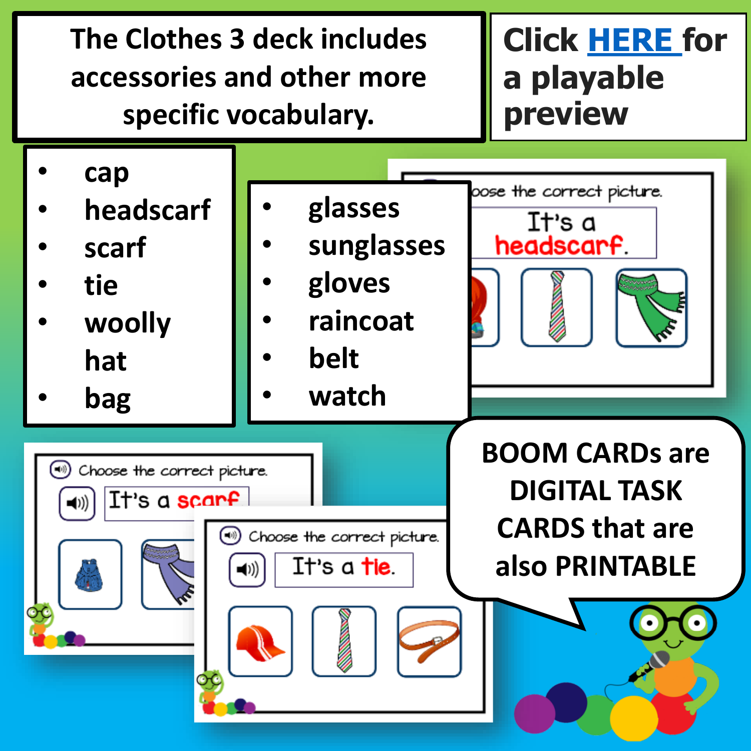The Clothes 3 deck includes accessories and other more specific vocabulary.

Click HERE for a playable preview

- cap
- headscarf
- scarf
- tie
- woolly hat
- bag

- glasses
- sunglasses
- gloves
- raincoat
- belt
- watch

Choose the correct picture.

It's a headscarf.

Choose the correct picture.

It's a scarf.

Choose the correct picture.

It's a tie.

BOOM CARDs are DIGITAL TASK CARDS that are also PRINTABLE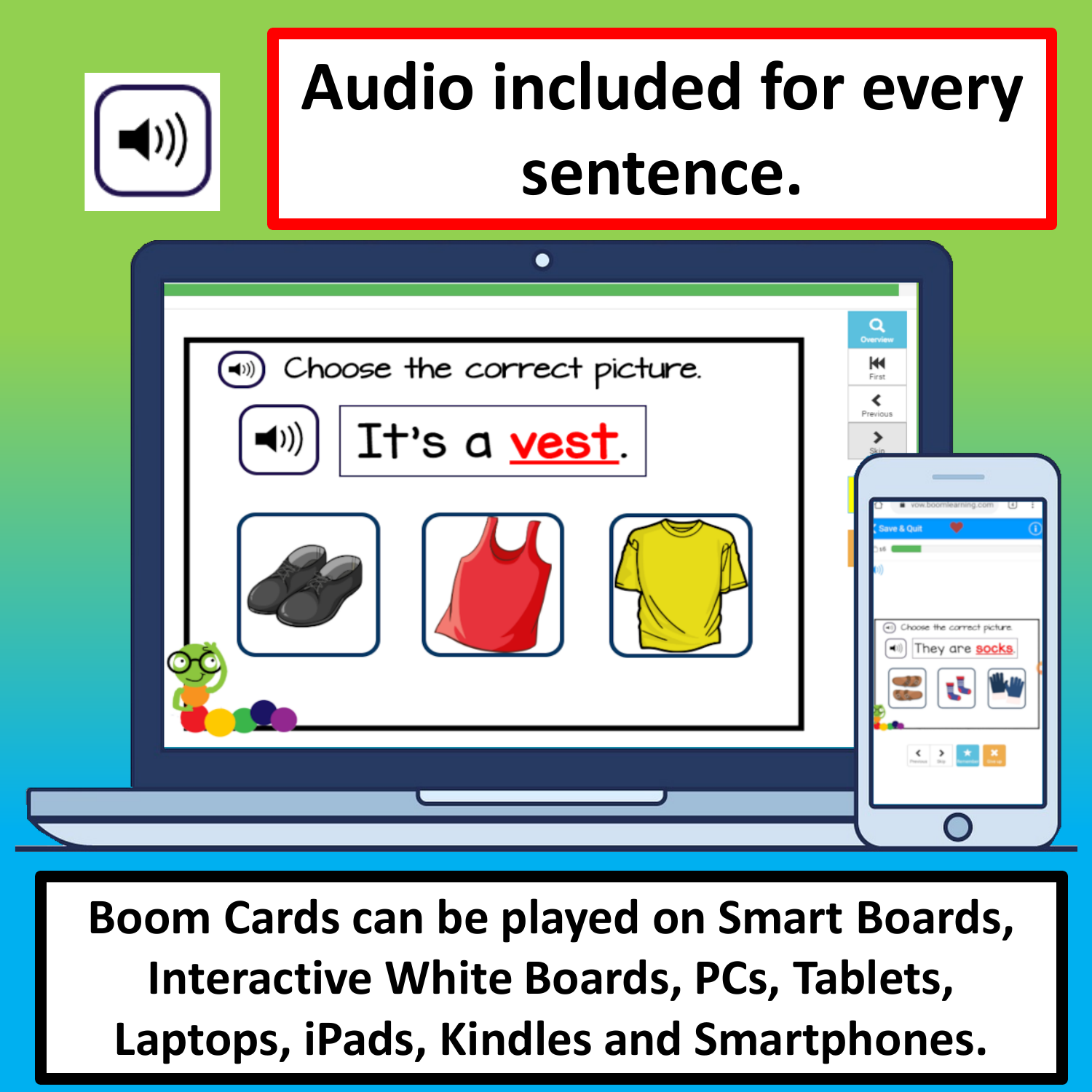# Audio included for every sentence.

Choose the correct picture.

It's a **vest**.

Choose the correct picture.

They are **socks**.

**Boom Cards can be played on Smart Boards, Interactive White Boards, PCs, Tablets, Laptops, iPads, Kindles and Smartphones.**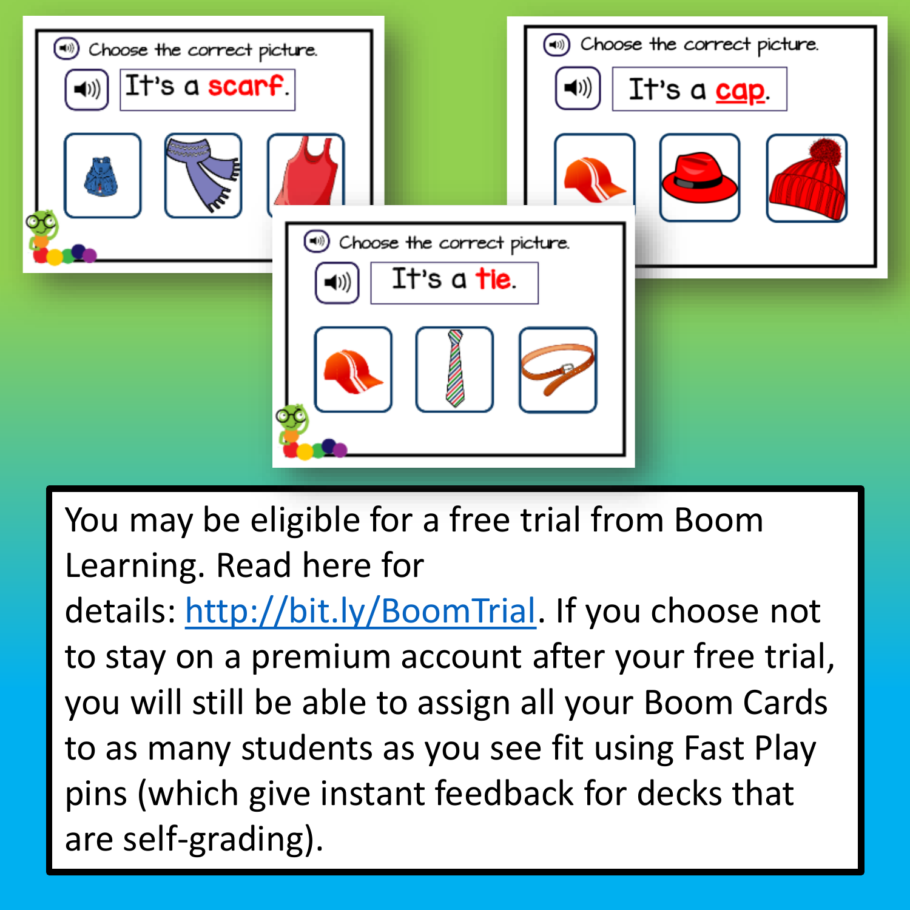Choose the correct picture.

It's a scarf.

Choose the correct picture.

It's a cap.

Choose the correct picture.

It's a tie.

You may be eligible for a free trial from Boom Learning. Read here for details: http://bit.ly/BoomTrial. If you choose not to stay on a premium account after your free trial, you will still be able to assign all your Boom Cards to as many students as you see fit using Fast Play pins (which give instant feedback for decks that are self-grading).